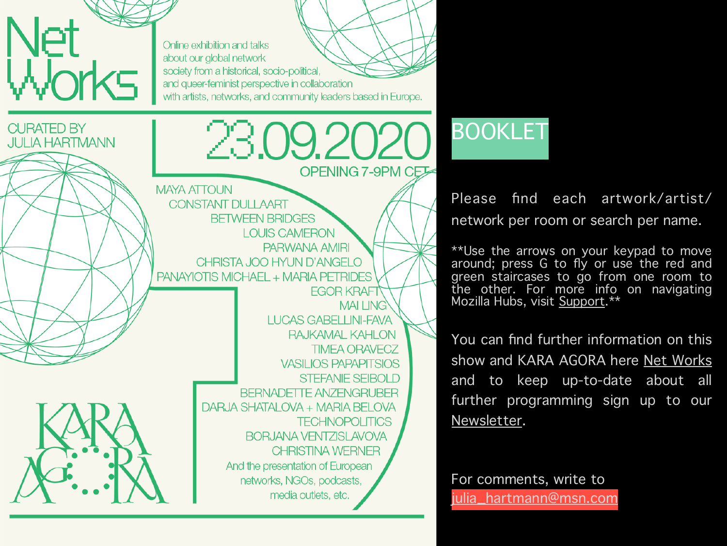# Net Works

Online exhibition and talks about our global network society from a historical, socio-political, and queer-feminist perspective in collaboration with artists, networks, and community leaders based in Europe.

CURATED BY
JULIA HARTMANN

## 23.09.2020

OPENING 7-9PM CET

MAYA ATTOUN
CONSTANT DULLAART
BETWEEN BRIDGES
LOUIS CAMERON
PARWANA AMIRI
CHRISTA JOO HYUN D'ANGELO
PANAYIOTIS MICHAEL + MARIA PETRIDES
EGOR KRAFT
MAI LING
LUCAS GABELLINI-FAVA
RAJKAMAL KAHLON
TIMEA ORAVECZ
VASILIOS PAPAPITSIOS
STEFANIE SEIBOLD
BERNADETTE ANZENGRUBER
DARJA SHATALOVA + MARIA BELOVA
TECHNOPOLITICS
BORJANA VENTZISLAVOVA
CHRISTINA WERNER
And the presentation of European networks, NGOs, podcasts, media outlets, etc.

KARA AGORA

## BOOKLET

Please find each artwork/artist/network per room or search per name.

**Use the arrows on your keypad to move around; press G to fly or use the red and green staircases to go from one room to the other. For more info on navigating Mozilla Hubs, visit Support.**

You can find further information on this show and KARA AGORA here Net Works and to keep up-to-date about all further programming sign up to our Newsletter.

For comments, write to julia_hartmann@msn.com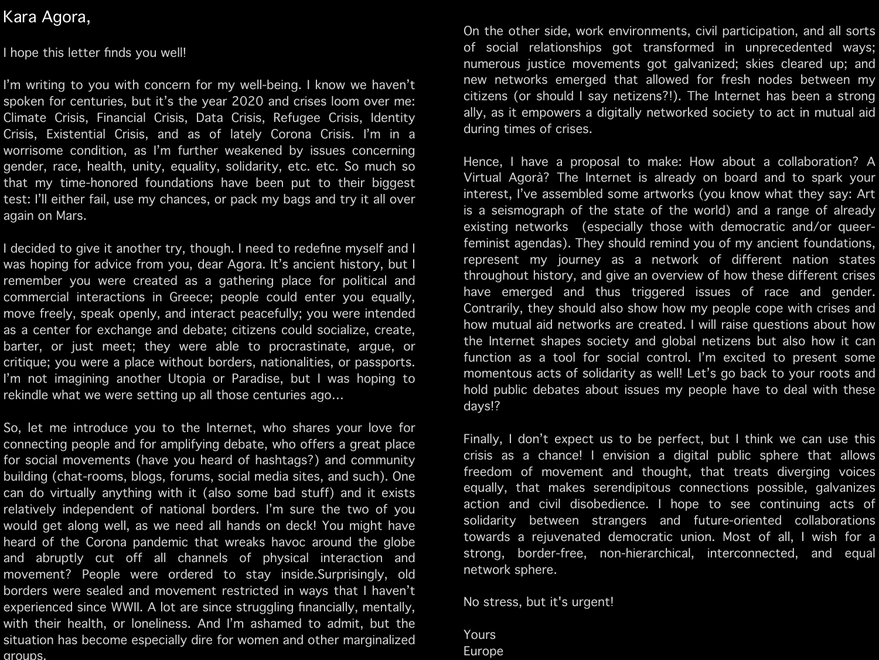Kara Agora,

I hope this letter finds you well!

I'm writing to you with concern for my well-being. I know we haven't spoken for centuries, but it's the year 2020 and crises loom over me: Climate Crisis, Financial Crisis, Data Crisis, Refugee Crisis, Identity Crisis, Existential Crisis, and as of lately Corona Crisis. I'm in a worrisome condition, as I'm further weakened by issues concerning gender, race, health, unity, equality, solidarity, etc. etc. So much so that my time-honored foundations have been put to their biggest test: I'll either fail, use my chances, or pack my bags and try it all over again on Mars.

I decided to give it another try, though. I need to redefine myself and I was hoping for advice from you, dear Agora. It's ancient history, but I remember you were created as a gathering place for political and commercial interactions in Greece; people could enter you equally, move freely, speak openly, and interact peacefully; you were intended as a center for exchange and debate; citizens could socialize, create, barter, or just meet; they were able to procrastinate, argue, or critique; you were a place without borders, nationalities, or passports. I'm not imagining another Utopia or Paradise, but I was hoping to rekindle what we were setting up all those centuries ago...

So, let me introduce you to the Internet, who shares your love for connecting people and for amplifying debate, who offers a great place for social movements (have you heard of hashtags?) and community building (chat-rooms, blogs, forums, social media sites, and such). One can do virtually anything with it (also some bad stuff) and it exists relatively independent of national borders. I'm sure the two of you would get along well, as we need all hands on deck! You might have heard of the Corona pandemic that wreaks havoc around the globe and abruptly cut off all channels of physical interaction and movement? People were ordered to stay inside.Surprisingly, old borders were sealed and movement restricted in ways that I haven't experienced since WWII. A lot are since struggling financially, mentally, with their health, or loneliness. And I'm ashamed to admit, but the situation has become especially dire for women and other marginalized groups.

On the other side, work environments, civil participation, and all sorts of social relationships got transformed in unprecedented ways; numerous justice movements got galvanized; skies cleared up; and new networks emerged that allowed for fresh nodes between my citizens (or should I say netizens?!). The Internet has been a strong ally, as it empowers a digitally networked society to act in mutual aid during times of crises.

Hence, I have a proposal to make: How about a collaboration? A Virtual Agorà? The Internet is already on board and to spark your interest, I've assembled some artworks (you know what they say: Art is a seismograph of the state of the world) and a range of already existing networks (especially those with democratic and/or queer-feminist agendas). They should remind you of my ancient foundations, represent my journey as a network of different nation states throughout history, and give an overview of how these different crises have emerged and thus triggered issues of race and gender. Contrarily, they should also show how my people cope with crises and how mutual aid networks are created. I will raise questions about how the Internet shapes society and global netizens but also how it can function as a tool for social control. I'm excited to present some momentous acts of solidarity as well! Let's go back to your roots and hold public debates about issues my people have to deal with these days!?

Finally, I don't expect us to be perfect, but I think we can use this crisis as a chance! I envision a digital public sphere that allows freedom of movement and thought, that treats diverging voices equally, that makes serendipitous connections possible, galvanizes action and civil disobedience. I hope to see continuing acts of solidarity between strangers and future-oriented collaborations towards a rejuvenated democratic union. Most of all, I wish for a strong, border-free, non-hierarchical, interconnected, and equal network sphere.

No stress, but it's urgent!

Yours  
Europe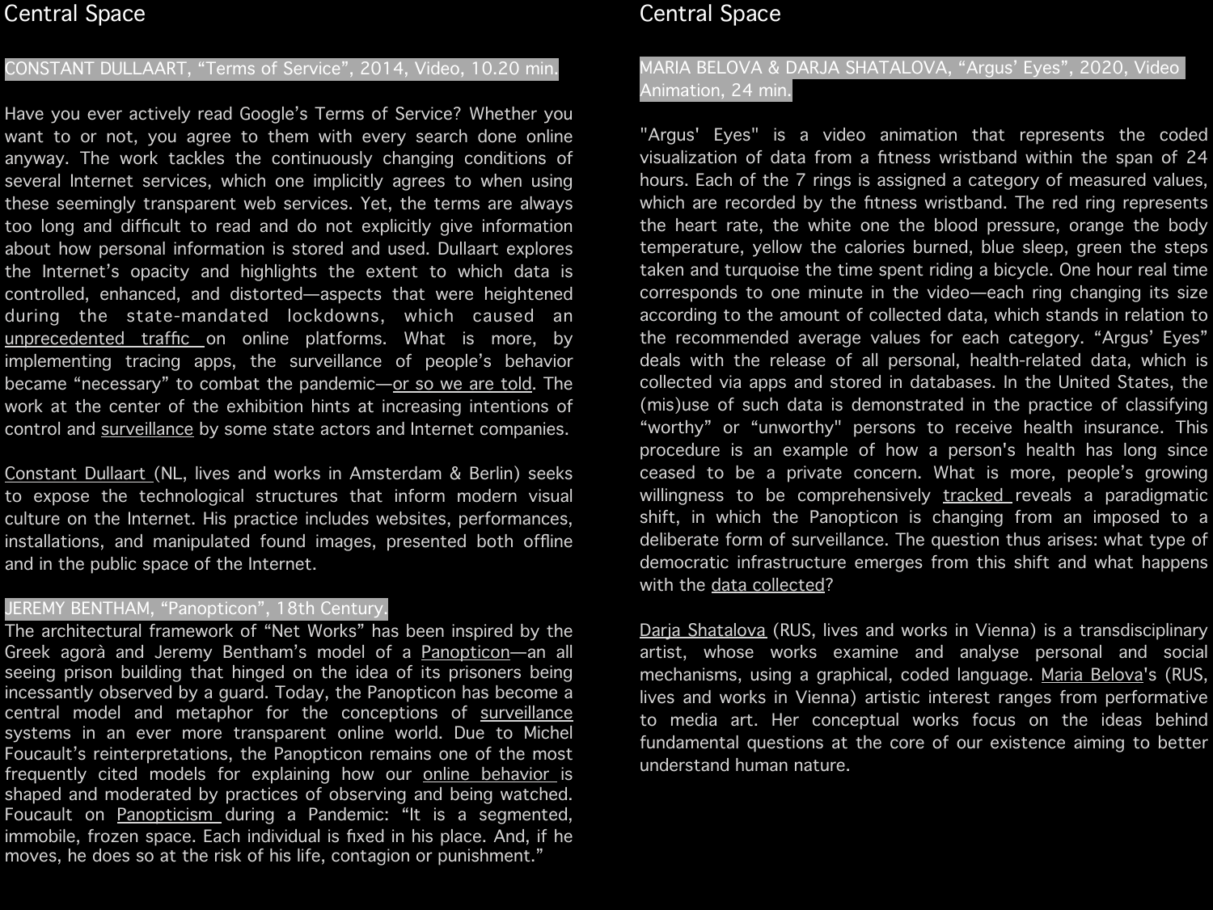## Central Space

### CONSTANT DULLAART, “Terms of Service”, 2014, Video, 10.20 min.

Have you ever actively read Google’s Terms of Service? Whether you want to or not, you agree to them with every search done online anyway. The work tackles the continuously changing conditions of several Internet services, which one implicitly agrees to when using these seemingly transparent web services. Yet, the terms are always too long and difficult to read and do not explicitly give information about how personal information is stored and used. Dullaart explores the Internet’s opacity and highlights the extent to which data is controlled, enhanced, and distorted—aspects that were heightened during the state-mandated lockdowns, which caused an unprecedented traffic on online platforms. What is more, by implementing tracing apps, the surveillance of people’s behavior became “necessary” to combat the pandemic—or so we are told. The work at the center of the exhibition hints at increasing intentions of control and surveillance by some state actors and Internet companies.

Constant Dullaart (NL, lives and works in Amsterdam & Berlin) seeks to expose the technological structures that inform modern visual culture on the Internet. His practice includes websites, performances, installations, and manipulated found images, presented both offline and in the public space of the Internet.

### JEREMY BENTHAM, “Panopticon”, 18th Century.

The architectural framework of “Net Works” has been inspired by the Greek agorà and Jeremy Bentham’s model of a Panopticon—an all seeing prison building that hinged on the idea of its prisoners being incessantly observed by a guard. Today, the Panopticon has become a central model and metaphor for the conceptions of surveillance systems in an ever more transparent online world. Due to Michel Foucault’s reinterpretations, the Panopticon remains one of the most frequently cited models for explaining how our online behavior is shaped and moderated by practices of observing and being watched. Foucault on Panopticism during a Pandemic: “It is a segmented, immobile, frozen space. Each individual is fixed in his place. And, if he moves, he does so at the risk of his life, contagion or punishment.”

## Central Space

### MARIA BELOVA & DARJA SHATALOVA, “Argus’ Eyes”, 2020, Video Animation, 24 min.

"Argus' Eyes" is a video animation that represents the coded visualization of data from a fitness wristband within the span of 24 hours. Each of the 7 rings is assigned a category of measured values, which are recorded by the fitness wristband. The red ring represents the heart rate, the white one the blood pressure, orange the body temperature, yellow the calories burned, blue sleep, green the steps taken and turquoise the time spent riding a bicycle. One hour real time corresponds to one minute in the video—each ring changing its size according to the amount of collected data, which stands in relation to the recommended average values for each category. “Argus’ Eyes” deals with the release of all personal, health-related data, which is collected via apps and stored in databases. In the United States, the (mis)use of such data is demonstrated in the practice of classifying “worthy” or “unworthy" persons to receive health insurance. This procedure is an example of how a person's health has long since ceased to be a private concern. What is more, people’s growing willingness to be comprehensively tracked reveals a paradigmatic shift, in which the Panopticon is changing from an imposed to a deliberate form of surveillance. The question thus arises: what type of democratic infrastructure emerges from this shift and what happens with the data collected?

Darja Shatalova (RUS, lives and works in Vienna) is a transdisciplinary artist, whose works examine and analyse personal and social mechanisms, using a graphical, coded language. Maria Belova's (RUS, lives and works in Vienna) artistic interest ranges from performative to media art. Her conceptual works focus on the ideas behind fundamental questions at the core of our existence aiming to better understand human nature.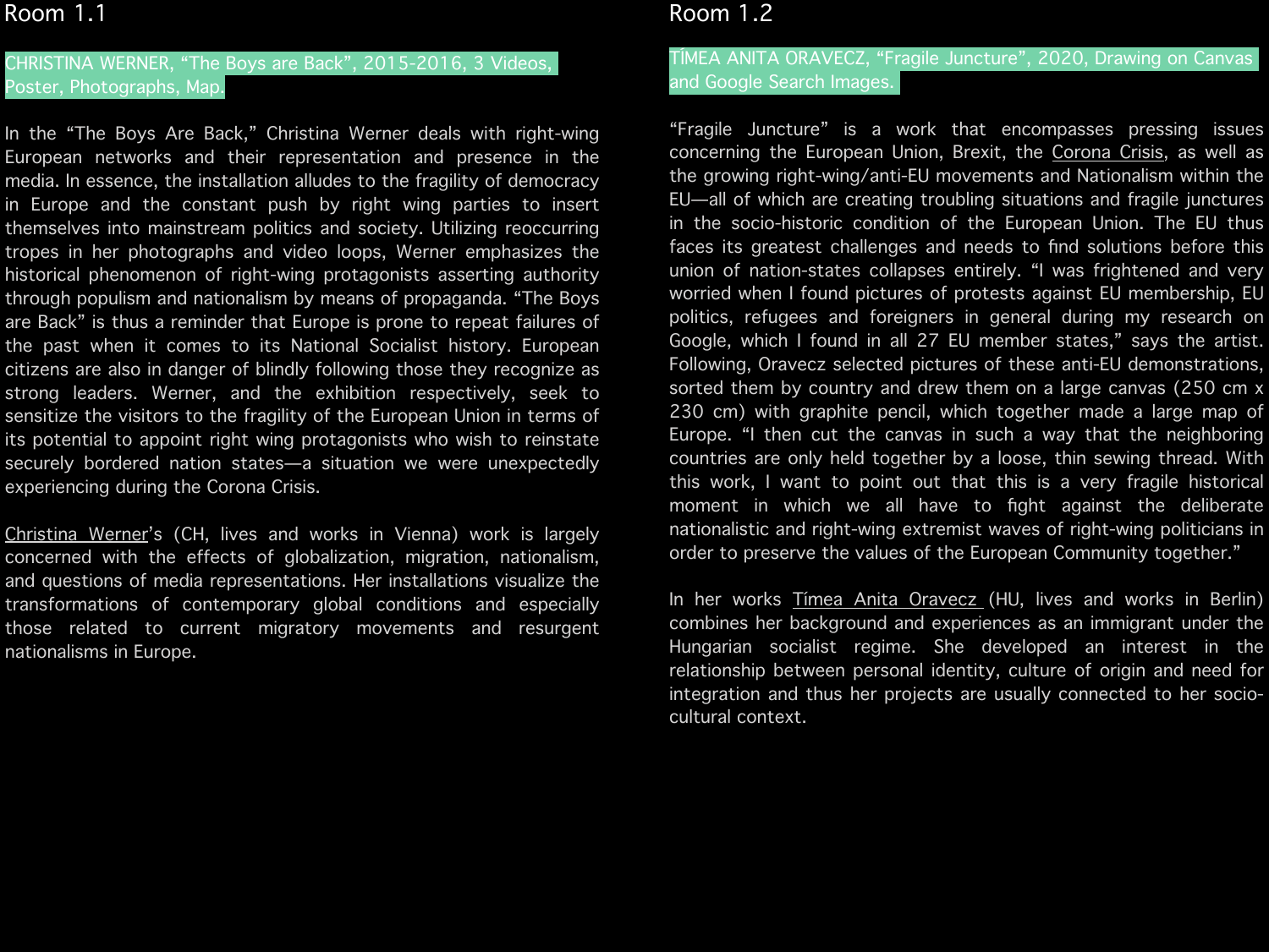## Room 1.1

**CHRISTINA WERNER, “The Boys are Back”, 2015-2016, 3 Videos, Poster, Photographs, Map.**

In the “The Boys Are Back,” Christina Werner deals with right-wing European networks and their representation and presence in the media. In essence, the installation alludes to the fragility of democracy in Europe and the constant push by right wing parties to insert themselves into mainstream politics and society. Utilizing reoccurring tropes in her photographs and video loops, Werner emphasizes the historical phenomenon of right-wing protagonists asserting authority through populism and nationalism by means of propaganda. “The Boys are Back” is thus a reminder that Europe is prone to repeat failures of the past when it comes to its National Socialist history. European citizens are also in danger of blindly following those they recognize as strong leaders. Werner, and the exhibition respectively, seek to sensitize the visitors to the fragility of the European Union in terms of its potential to appoint right wing protagonists who wish to reinstate securely bordered nation states—a situation we were unexpectedly experiencing during the Corona Crisis.

Christina Werner’s (CH, lives and works in Vienna) work is largely concerned with the effects of globalization, migration, nationalism, and questions of media representations. Her installations visualize the transformations of contemporary global conditions and especially those related to current migratory movements and resurgent nationalisms in Europe.

## Room 1.2

**TÍMEA ANITA ORAVECZ, “Fragile Juncture”, 2020, Drawing on Canvas and Google Search Images.**

“Fragile Juncture” is a work that encompasses pressing issues concerning the European Union, Brexit, the Corona Crisis, as well as the growing right-wing/anti-EU movements and Nationalism within the EU—all of which are creating troubling situations and fragile junctures in the socio-historic condition of the European Union. The EU thus faces its greatest challenges and needs to find solutions before this union of nation-states collapses entirely. “I was frightened and very worried when I found pictures of protests against EU membership, EU politics, refugees and foreigners in general during my research on Google, which I found in all 27 EU member states,” says the artist. Following, Oravecz selected pictures of these anti-EU demonstrations, sorted them by country and drew them on a large canvas (250 cm x 230 cm) with graphite pencil, which together made a large map of Europe. “I then cut the canvas in such a way that the neighboring countries are only held together by a loose, thin sewing thread. With this work, I want to point out that this is a very fragile historical moment in which we all have to fight against the deliberate nationalistic and right-wing extremist waves of right-wing politicians in order to preserve the values of the European Community together.”

In her works Tímea Anita Oravecz (HU, lives and works in Berlin) combines her background and experiences as an immigrant under the Hungarian socialist regime. She developed an interest in the relationship between personal identity, culture of origin and need for integration and thus her projects are usually connected to her socio-cultural context.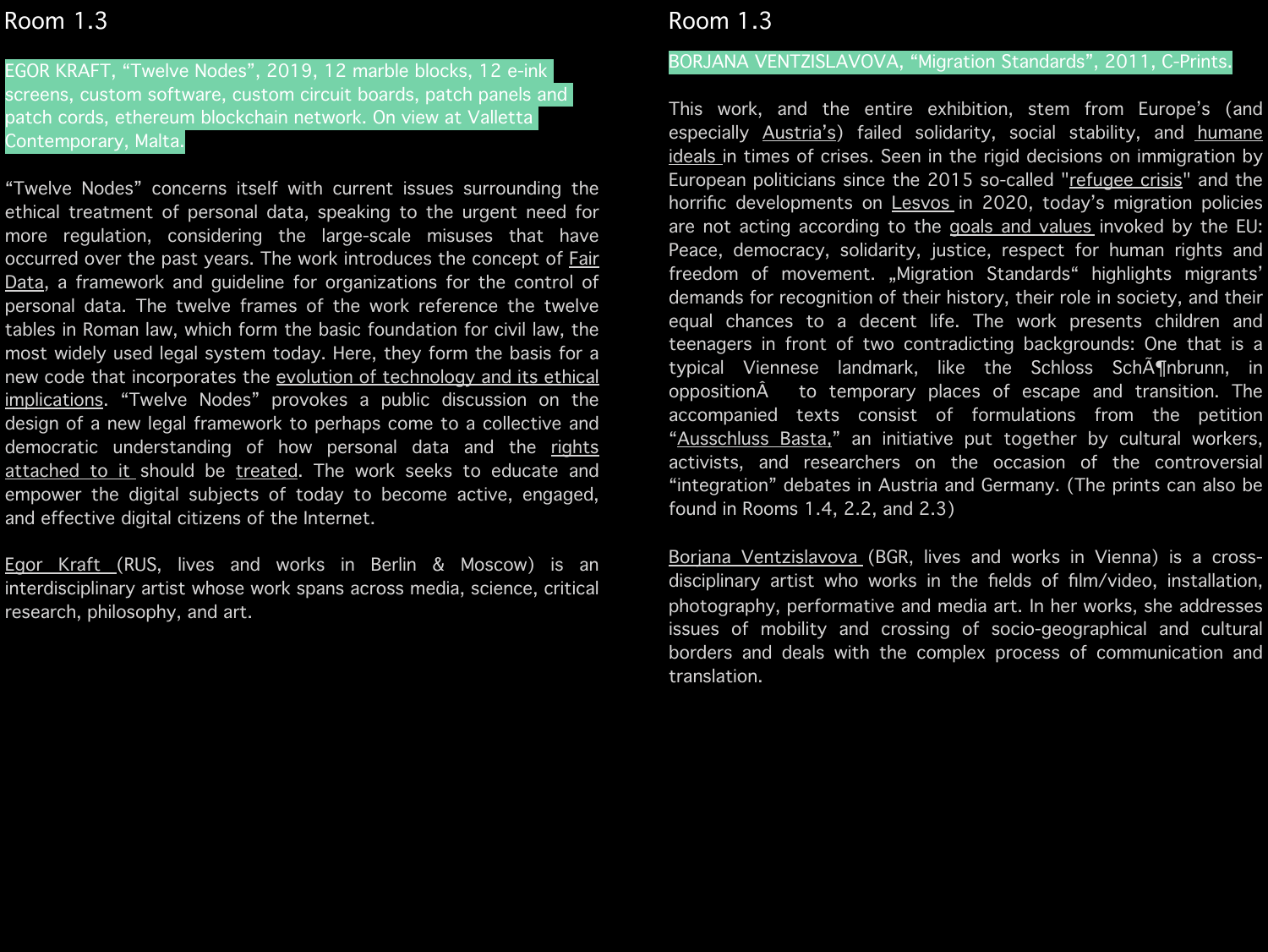## Room 1.3

EGOR KRAFT, “Twelve Nodes”, 2019, 12 marble blocks, 12 e-ink screens, custom software, custom circuit boards, patch panels and patch cords, ethereum blockchain network. On view at Valletta Contemporary, Malta.

“Twelve Nodes” concerns itself with current issues surrounding the ethical treatment of personal data, speaking to the urgent need for more regulation, considering the large-scale misuses that have occurred over the past years. The work introduces the concept of Fair Data, a framework and guideline for organizations for the control of personal data. The twelve frames of the work reference the twelve tables in Roman law, which form the basic foundation for civil law, the most widely used legal system today. Here, they form the basis for a new code that incorporates the evolution of technology and its ethical implications. “Twelve Nodes” provokes a public discussion on the design of a new legal framework to perhaps come to a collective and democratic understanding of how personal data and the rights attached to it should be treated. The work seeks to educate and empower the digital subjects of today to become active, engaged, and effective digital citizens of the Internet.

Egor Kraft (RUS, lives and works in Berlin & Moscow) is an interdisciplinary artist whose work spans across media, science, critical research, philosophy, and art.

## Room 1.3

BORJANA VENTZISLAVOVA, “Migration Standards”, 2011, C-Prints.

This work, and the entire exhibition, stem from Europe’s (and especially Austria’s) failed solidarity, social stability, and humane ideals in times of crises. Seen in the rigid decisions on immigration by European politicians since the 2015 so-called "refugee crisis" and the horrific developments on Lesvos in 2020, today’s migration policies are not acting according to the goals and values invoked by the EU: Peace, democracy, solidarity, justice, respect for human rights and freedom of movement. „Migration Standards“ highlights migrants’ demands for recognition of their history, their role in society, and their equal chances to a decent life. The work presents children and teenagers in front of two contradicting backgrounds: One that is a typical Viennese landmark, like the Schloss SchÃ¶nbrunn, in oppositionÂ  to temporary places of escape and transition. The accompanied texts consist of formulations from the petition “Ausschluss Basta,” an initiative put together by cultural workers, activists, and researchers on the occasion of the controversial “integration” debates in Austria and Germany. (The prints can also be found in Rooms 1.4, 2.2, and 2.3)

Borjana Ventzislavova (BGR, lives and works in Vienna) is a cross-disciplinary artist who works in the fields of film/video, installation, photography, performative and media art. In her works, she addresses issues of mobility and crossing of socio-geographical and cultural borders and deals with the complex process of communication and translation.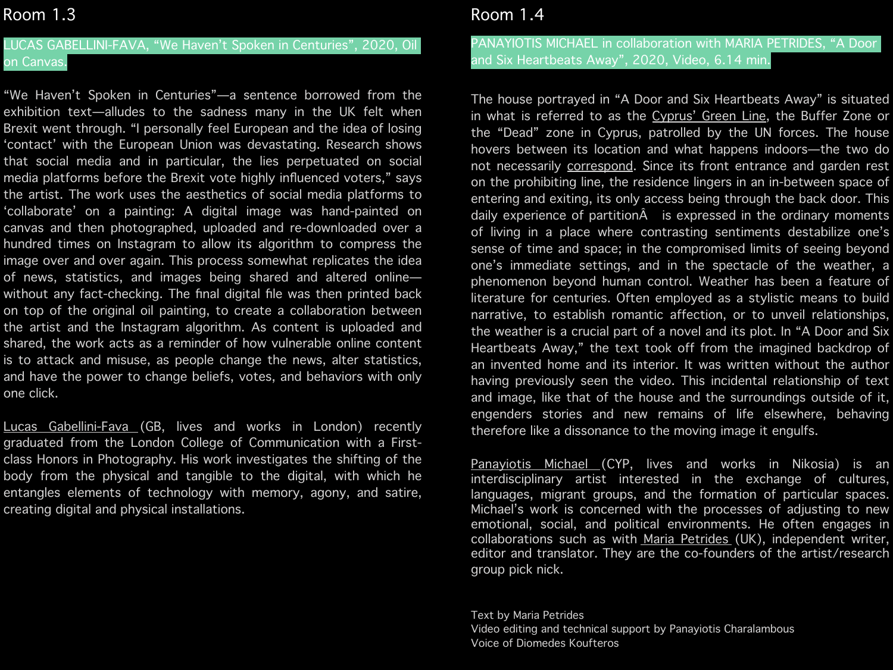## Room 1.3

LUCAS GABELLINI-FAVA, “We Haven’t Spoken in Centuries”, 2020, Oil on Canvas.

“We Haven’t Spoken in Centuries”—a sentence borrowed from the exhibition text—alludes to the sadness many in the UK felt when Brexit went through. “I personally feel European and the idea of losing ‘contact’ with the European Union was devastating. Research shows that social media and in particular, the lies perpetuated on social media platforms before the Brexit vote highly influenced voters,” says the artist. The work uses the aesthetics of social media platforms to ‘collaborate’ on a painting: A digital image was hand-painted on canvas and then photographed, uploaded and re-downloaded over a hundred times on Instagram to allow its algorithm to compress the image over and over again. This process somewhat replicates the idea of news, statistics, and images being shared and altered online—without any fact-checking. The final digital file was then printed back on top of the original oil painting, to create a collaboration between the artist and the Instagram algorithm. As content is uploaded and shared, the work acts as a reminder of how vulnerable online content is to attack and misuse, as people change the news, alter statistics, and have the power to change beliefs, votes, and behaviors with only one click.

Lucas Gabellini-Fava (GB, lives and works in London) recently graduated from the London College of Communication with a First-class Honors in Photography. His work investigates the shifting of the body from the physical and tangible to the digital, with which he entangles elements of technology with memory, agony, and satire, creating digital and physical installations.

## Room 1.4

PANAYIOTIS MICHAEL in collaboration with MARIA PETRIDES, “A Door and Six Heartbeats Away”, 2020, Video, 6.14 min.

The house portrayed in “A Door and Six Heartbeats Away” is situated in what is referred to as the Cyprus’ Green Line, the Buffer Zone or the “Dead” zone in Cyprus, patrolled by the UN forces. The house hovers between its location and what happens indoors—the two do not necessarily correspond. Since its front entrance and garden rest on the prohibiting line, the residence lingers in an in-between space of entering and exiting, its only access being through the back door. This daily experience of partitionÂ  is expressed in the ordinary moments of living in a place where contrasting sentiments destabilize one’s sense of time and space; in the compromised limits of seeing beyond one’s immediate settings, and in the spectacle of the weather, a phenomenon beyond human control. Weather has been a feature of literature for centuries. Often employed as a stylistic means to build narrative, to establish romantic affection, or to unveil relationships, the weather is a crucial part of a novel and its plot. In “A Door and Six Heartbeats Away,” the text took off from the imagined backdrop of an invented home and its interior. It was written without the author having previously seen the video. This incidental relationship of text and image, like that of the house and the surroundings outside of it, engenders stories and new remains of life elsewhere, behaving therefore like a dissonance to the moving image it engulfs.

Panayiotis Michael (CYP, lives and works in Nikosia) is an interdisciplinary artist interested in the exchange of cultures, languages, migrant groups, and the formation of particular spaces. Michael’s work is concerned with the processes of adjusting to new emotional, social, and political environments. He often engages in collaborations such as with Maria Petrides (UK), independent writer, editor and translator. They are the co-founders of the artist/research group pick nick.

Text by Maria Petrides  
Video editing and technical support by Panayiotis Charalambous  
Voice of Diomedes Koufteros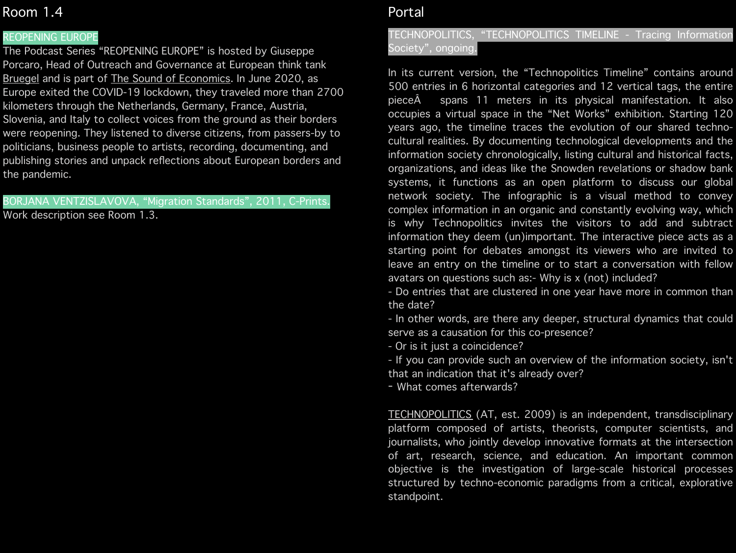## Room 1.4

**REOPENING EUROPE**

The Podcast Series “REOPENING EUROPE” is hosted by Giuseppe Porcaro, Head of Outreach and Governance at European think tank Bruegel and is part of The Sound of Economics. In June 2020, as Europe exited the COVID-19 lockdown, they traveled more than 2700 kilometers through the Netherlands, Germany, France, Austria, Slovenia, and Italy to collect voices from the ground as their borders were reopening. They listened to diverse citizens, from passers-by to politicians, business people to artists, recording, documenting, and publishing stories and unpack reflections about European borders and the pandemic.

**BORJANA VENTZISLAVOVA, “Migration Standards”, 2011, C-Prints.**

Work description see Room 1.3.

## Portal

**TECHNOPOLITICS, “TECHNOPOLITICS TIMELINE - Tracing Information Society”, ongoing.**

In its current version, the “Technopolitics Timeline” contains around 500 entries in 6 horizontal categories and 12 vertical tags, the entire pieceÂ  spans 11 meters in its physical manifestation. It also occupies a virtual space in the “Net Works” exhibition. Starting 120 years ago, the timeline traces the evolution of our shared techno-cultural realities. By documenting technological developments and the information society chronologically, listing cultural and historical facts, organizations, and ideas like the Snowden revelations or shadow bank systems, it functions as an open platform to discuss our global network society. The infographic is a visual method to convey complex information in an organic and constantly evolving way, which is why Technopolitics invites the visitors to add and subtract information they deem (un)important. The interactive piece acts as a starting point for debates amongst its viewers who are invited to leave an entry on the timeline or to start a conversation with fellow avatars on questions such as:- Why is x (not) included?
- Do entries that are clustered in one year have more in common than the date?
- In other words, are there any deeper, structural dynamics that could serve as a causation for this co-presence?
- Or is it just a coincidence?
- If you can provide such an overview of the information society, isn't that an indication that it's already over?
- What comes afterwards?

TECHNOPOLITICS (AT, est. 2009) is an independent, transdisciplinary platform composed of artists, theorists, computer scientists, and journalists, who jointly develop innovative formats at the intersection of art, research, science, and education. An important common objective is the investigation of large-scale historical processes structured by techno-economic paradigms from a critical, explorative standpoint.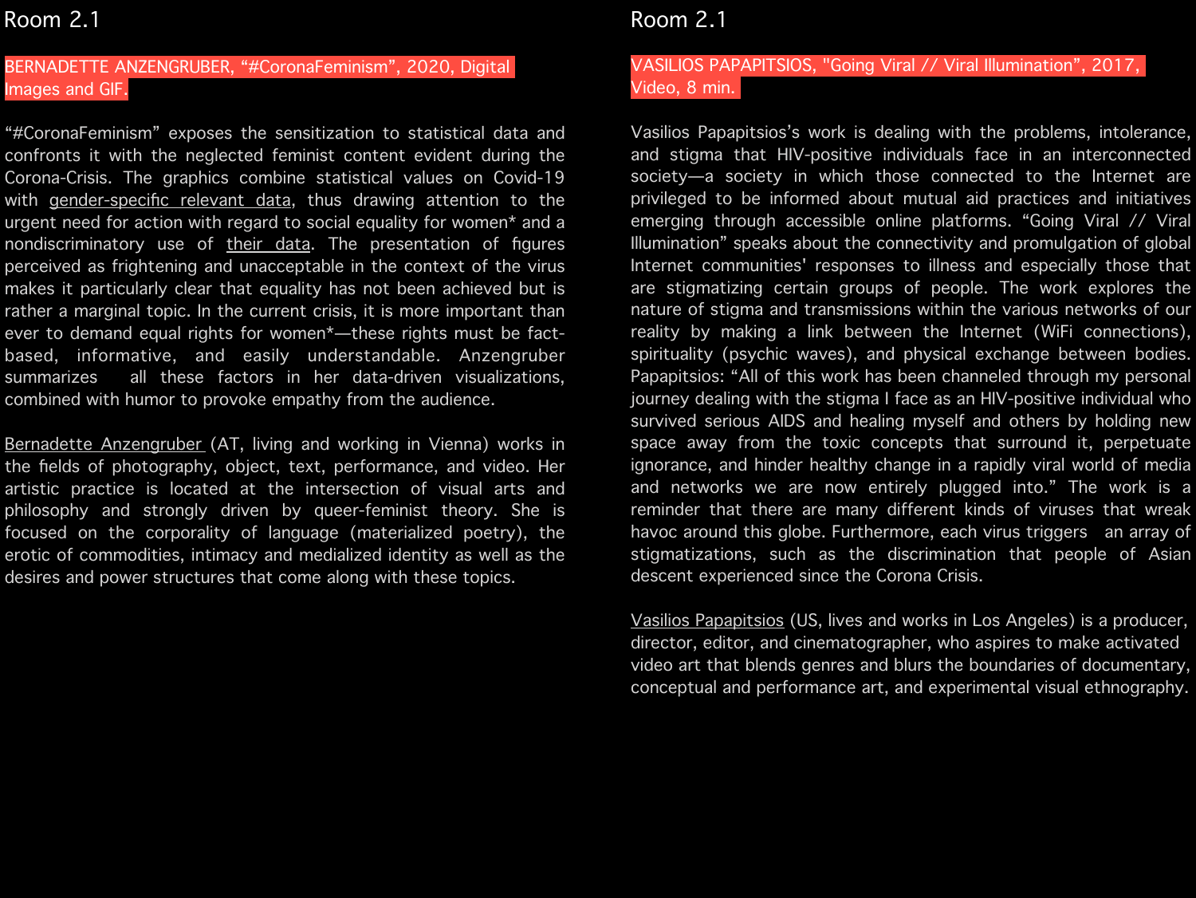## Room 2.1

**BERNADETTE ANZENGRUBER, "#CoronaFeminism", 2020, Digital Images and GIF.**

"#CoronaFeminism" exposes the sensitization to statistical data and confronts it with the neglected feminist content evident during the Corona-Crisis. The graphics combine statistical values on Covid-19 with gender-specific relevant data, thus drawing attention to the urgent need for action with regard to social equality for women* and a nondiscriminatory use of their data. The presentation of figures perceived as frightening and unacceptable in the context of the virus makes it particularly clear that equality has not been achieved but is rather a marginal topic. In the current crisis, it is more important than ever to demand equal rights for women*—these rights must be fact-based, informative, and easily understandable. Anzengruber summarizes all these factors in her data-driven visualizations, combined with humor to provoke empathy from the audience.

Bernadette Anzengruber (AT, living and working in Vienna) works in the fields of photography, object, text, performance, and video. Her artistic practice is located at the intersection of visual arts and philosophy and strongly driven by queer-feminist theory. She is focused on the corporality of language (materialized poetry), the erotic of commodities, intimacy and medialized identity as well as the desires and power structures that come along with these topics.

## Room 2.1

**VASILIOS PAPAPITSIOS, "Going Viral // Viral Illumination", 2017, Video, 8 min.**

Vasilios Papapitsios's work is dealing with the problems, intolerance, and stigma that HIV-positive individuals face in an interconnected society—a society in which those connected to the Internet are privileged to be informed about mutual aid practices and initiatives emerging through accessible online platforms. "Going Viral // Viral Illumination" speaks about the connectivity and promulgation of global Internet communities' responses to illness and especially those that are stigmatizing certain groups of people. The work explores the nature of stigma and transmissions within the various networks of our reality by making a link between the Internet (WiFi connections), spirituality (psychic waves), and physical exchange between bodies. Papapitsios: "All of this work has been channeled through my personal journey dealing with the stigma I face as an HIV-positive individual who survived serious AIDS and healing myself and others by holding new space away from the toxic concepts that surround it, perpetuate ignorance, and hinder healthy change in a rapidly viral world of media and networks we are now entirely plugged into." The work is a reminder that there are many different kinds of viruses that wreak havoc around this globe. Furthermore, each virus triggers an array of stigmatizations, such as the discrimination that people of Asian descent experienced since the Corona Crisis.

Vasilios Papapitsios (US, lives and works in Los Angeles) is a producer, director, editor, and cinematographer, who aspires to make activated video art that blends genres and blurs the boundaries of documentary, conceptual and performance art, and experimental visual ethnography.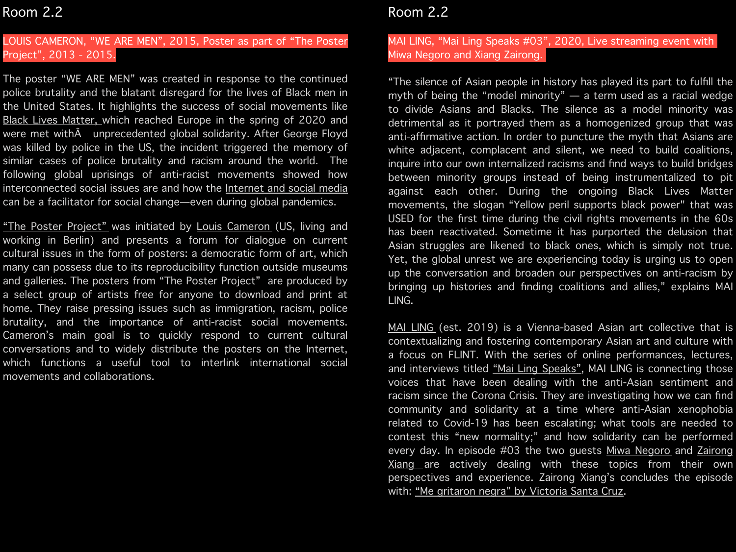## Room 2.2

**LOUIS CAMERON, “WE ARE MEN”, 2015, Poster as part of “The Poster Project”, 2013 - 2015.**

The poster “WE ARE MEN” was created in response to the continued police brutality and the blatant disregard for the lives of Black men in the United States. It highlights the success of social movements like Black Lives Matter, which reached Europe in the spring of 2020 and were met withÂ  unprecedented global solidarity. After George Floyd was killed by police in the US, the incident triggered the memory of similar cases of police brutality and racism around the world. The following global uprisings of anti-racist movements showed how interconnected social issues are and how the Internet and social media can be a facilitator for social change—even during global pandemics.

“The Poster Project” was initiated by Louis Cameron (US, living and working in Berlin) and presents a forum for dialogue on current cultural issues in the form of posters: a democratic form of art, which many can possess due to its reproducibility function outside museums and galleries. The posters from “The Poster Project” are produced by a select group of artists free for anyone to download and print at home. They raise pressing issues such as immigration, racism, police brutality, and the importance of anti-racist social movements. Cameron’s main goal is to quickly respond to current cultural conversations and to widely distribute the posters on the Internet, which functions a useful tool to interlink international social movements and collaborations.

## Room 2.2

**MAI LING, “Mai Ling Speaks #03”, 2020, Live streaming event with Miwa Negoro and Xiang Zairong.**

“The silence of Asian people in history has played its part to fulfill the myth of being the “model minority” — a term used as a racial wedge to divide Asians and Blacks. The silence as a model minority was detrimental as it portrayed them as a homogenized group that was anti-affirmative action. In order to puncture the myth that Asians are white adjacent, complacent and silent, we need to build coalitions, inquire into our own internalized racisms and find ways to build bridges between minority groups instead of being instrumentalized to pit against each other. During the ongoing Black Lives Matter movements, the slogan “Yellow peril supports black power" that was USED for the first time during the civil rights movements in the 60s has been reactivated. Sometime it has purported the delusion that Asian struggles are likened to black ones, which is simply not true. Yet, the global unrest we are experiencing today is urging us to open up the conversation and broaden our perspectives on anti-racism by bringing up histories and finding coalitions and allies,” explains MAI LING.

MAI LING (est. 2019) is a Vienna-based Asian art collective that is contextualizing and fostering contemporary Asian art and culture with a focus on FLINT. With the series of online performances, lectures, and interviews titled “Mai Ling Speaks”, MAI LING is connecting those voices that have been dealing with the anti-Asian sentiment and racism since the Corona Crisis. They are investigating how we can find community and solidarity at a time where anti-Asian xenophobia related to Covid-19 has been escalating; what tools are needed to contest this “new normality;” and how solidarity can be performed every day. In episode #03 the two guests Miwa Negoro and Zairong Xiang are actively dealing with these topics from their own perspectives and experience. Zairong Xiang’s concludes the episode with: “Me gritaron negra” by Victoria Santa Cruz.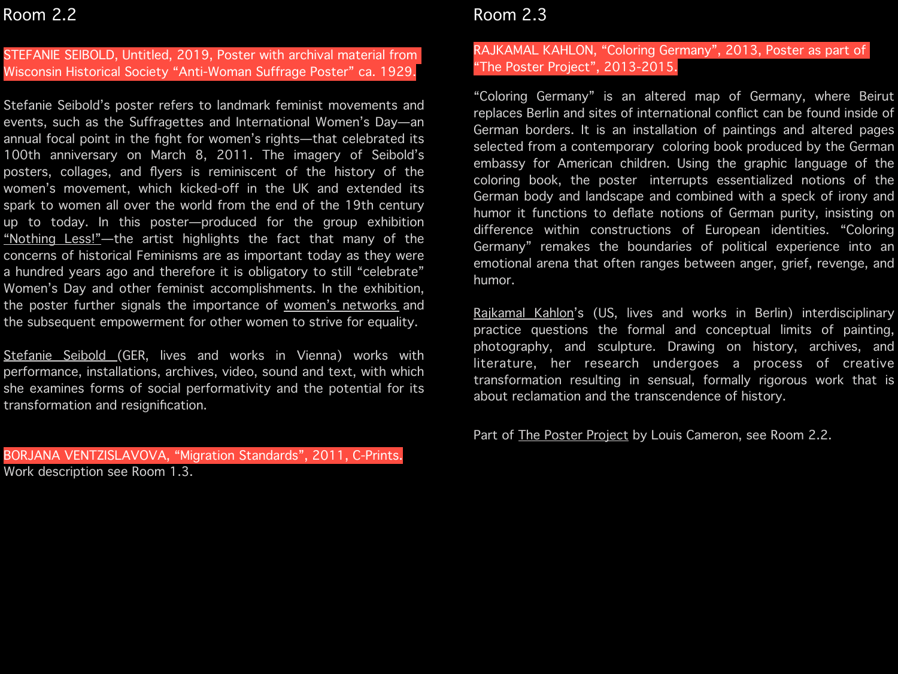## Room 2.2

**STEFANIE SEIBOLD, Untitled, 2019, Poster with archival material from Wisconsin Historical Society “Anti-Woman Suffrage Poster” ca. 1929.**

Stefanie Seibold’s poster refers to landmark feminist movements and events, such as the Suffragettes and International Women’s Day—an annual focal point in the fight for women’s rights—that celebrated its 100th anniversary on March 8, 2011. The imagery of Seibold’s posters, collages, and flyers is reminiscent of the history of the women’s movement, which kicked-off in the UK and extended its spark to women all over the world from the end of the 19th century up to today. In this poster—produced for the group exhibition “Nothing Less!”—the artist highlights the fact that many of the concerns of historical Feminisms are as important today as they were a hundred years ago and therefore it is obligatory to still “celebrate” Women’s Day and other feminist accomplishments. In the exhibition, the poster further signals the importance of women’s networks and the subsequent empowerment for other women to strive for equality.

Stefanie Seibold (GER, lives and works in Vienna) works with performance, installations, archives, video, sound and text, with which she examines forms of social performativity and the potential for its transformation and resignification.

**BORJANA VENTZISLAVOVA, “Migration Standards”, 2011, C-Prints.**
Work description see Room 1.3.

## Room 2.3

**RAJKAMAL KAHLON, “Coloring Germany”, 2013, Poster as part of “The Poster Project”, 2013-2015.**

“Coloring Germany” is an altered map of Germany, where Beirut replaces Berlin and sites of international conflict can be found inside of German borders. It is an installation of paintings and altered pages selected from a contemporary coloring book produced by the German embassy for American children. Using the graphic language of the coloring book, the poster interrupts essentialized notions of the German body and landscape and combined with a speck of irony and humor it functions to deflate notions of German purity, insisting on difference within constructions of European identities. “Coloring Germany” remakes the boundaries of political experience into an emotional arena that often ranges between anger, grief, revenge, and humor.

Rajkamal Kahlon’s (US, lives and works in Berlin) interdisciplinary practice questions the formal and conceptual limits of painting, photography, and sculpture. Drawing on history, archives, and literature, her research undergoes a process of creative transformation resulting in sensual, formally rigorous work that is about reclamation and the transcendence of history.

Part of The Poster Project by Louis Cameron, see Room 2.2.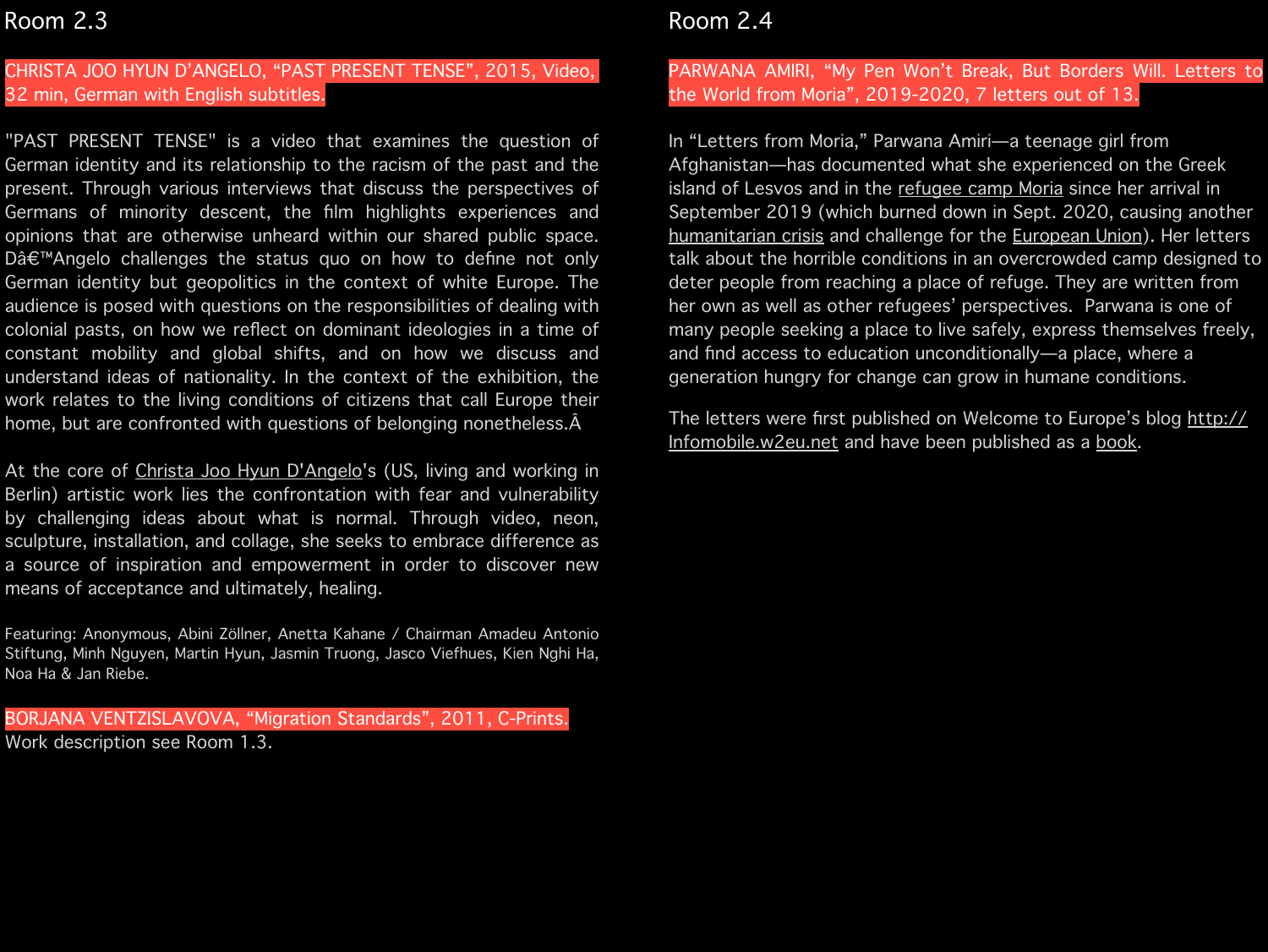## Room 2.3

**CHRISTA JOO HYUN D'ANGELO, "PAST PRESENT TENSE", 2015, Video, 32 min, German with English subtitles.**

"PAST PRESENT TENSE" is a video that examines the question of German identity and its relationship to the racism of the past and the present. Through various interviews that discuss the perspectives of Germans of minority descent, the film highlights experiences and opinions that are otherwise unheard within our shared public space. Dâ€™Angelo challenges the status quo on how to define not only German identity but geopolitics in the context of white Europe. The audience is posed with questions on the responsibilities of dealing with colonial pasts, on how we reflect on dominant ideologies in a time of constant mobility and global shifts, and on how we discuss and understand ideas of nationality. In the context of the exhibition, the work relates to the living conditions of citizens that call Europe their home, but are confronted with questions of belonging nonetheless.Â

At the core of Christa Joo Hyun D'Angelo's (US, living and working in Berlin) artistic work lies the confrontation with fear and vulnerability by challenging ideas about what is normal. Through video, neon, sculpture, installation, and collage, she seeks to embrace difference as a source of inspiration and empowerment in order to discover new means of acceptance and ultimately, healing.

Featuring: Anonymous, Abini Zöllner, Anetta Kahane / Chairman Amadeu Antonio Stiftung, Minh Nguyen, Martin Hyun, Jasmin Truong, Jasco Viefhues, Kien Nghi Ha, Noa Ha & Jan Riebe.

**BORJANA VENTZISLAVOVA, "Migration Standards", 2011, C-Prints.**
Work description see Room 1.3.

## Room 2.4

**PARWANA AMIRI, "My Pen Won't Break, But Borders Will. Letters to the World from Moria", 2019-2020, 7 letters out of 13.**

In "Letters from Moria," Parwana Amiri—a teenage girl from Afghanistan—has documented what she experienced on the Greek island of Lesvos and in the refugee camp Moria since her arrival in September 2019 (which burned down in Sept. 2020, causing another humanitarian crisis and challenge for the European Union). Her letters talk about the horrible conditions in an overcrowded camp designed to deter people from reaching a place of refuge. They are written from her own as well as other refugees' perspectives. Parwana is one of many people seeking a place to live safely, express themselves freely, and find access to education unconditionally—a place, where a generation hungry for change can grow in humane conditions.

The letters were first published on Welcome to Europe's blog http://Infomobile.w2eu.net and have been published as a book.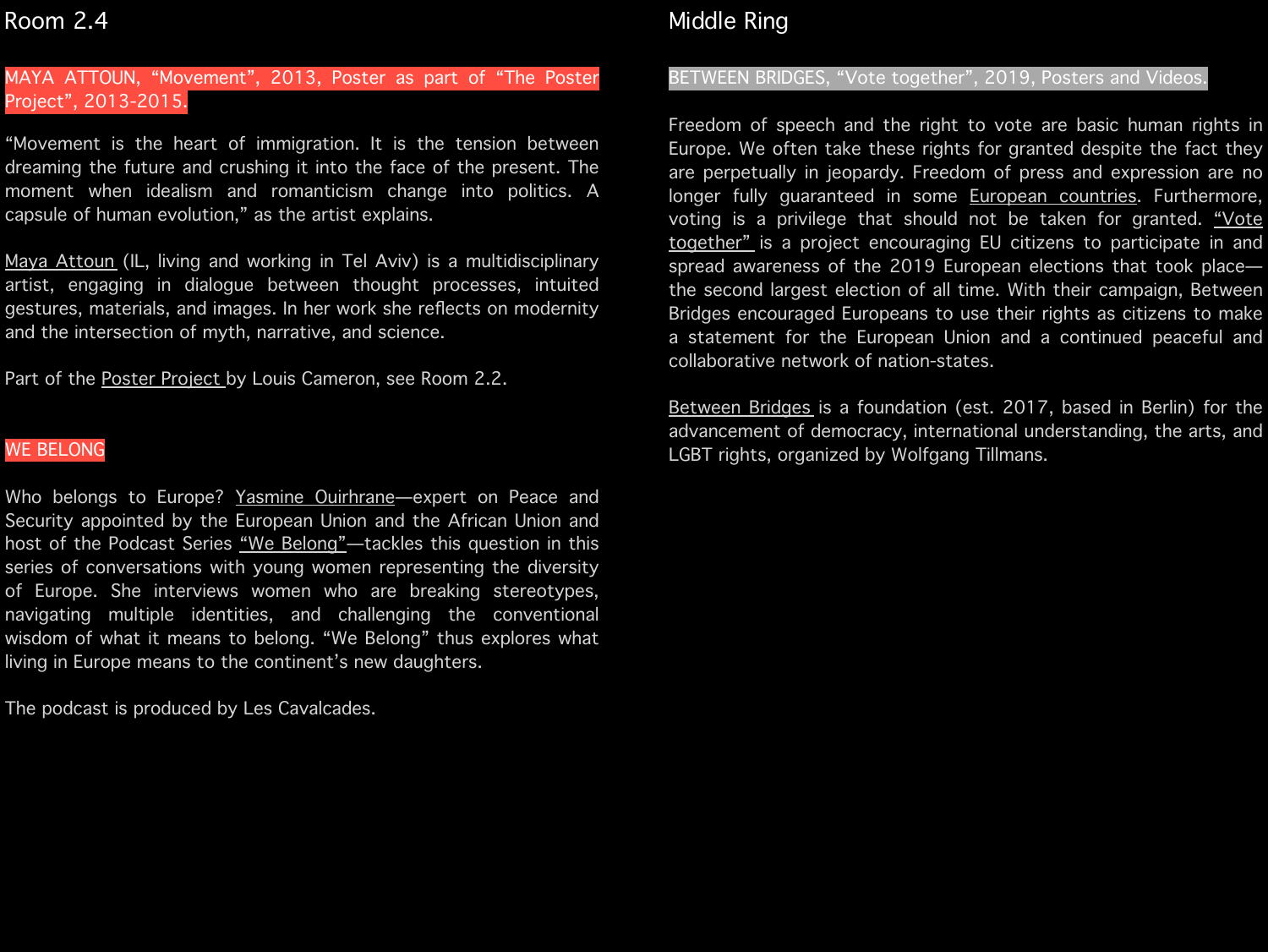## Room 2.4

MAYA ATTOUN, “Movement”, 2013, Poster as part of “The Poster Project”, 2013-2015.

“Movement is the heart of immigration. It is the tension between dreaming the future and crushing it into the face of the present. The moment when idealism and romanticism change into politics. A capsule of human evolution,” as the artist explains.

Maya Attoun (IL, living and working in Tel Aviv) is a multidisciplinary artist, engaging in dialogue between thought processes, intuited gestures, materials, and images. In her work she reflects on modernity and the intersection of myth, narrative, and science.

Part of the Poster Project by Louis Cameron, see Room 2.2.

WE BELONG

Who belongs to Europe? Yasmine Ouirhrane—expert on Peace and Security appointed by the European Union and the African Union and host of the Podcast Series “We Belong”—tackles this question in this series of conversations with young women representing the diversity of Europe. She interviews women who are breaking stereotypes, navigating multiple identities, and challenging the conventional wisdom of what it means to belong. “We Belong” thus explores what living in Europe means to the continent’s new daughters.

The podcast is produced by Les Cavalcades.

## Middle Ring

BETWEEN BRIDGES, “Vote together”, 2019, Posters and Videos.

Freedom of speech and the right to vote are basic human rights in Europe. We often take these rights for granted despite the fact they are perpetually in jeopardy. Freedom of press and expression are no longer fully guaranteed in some European countries. Furthermore, voting is a privilege that should not be taken for granted. “Vote together” is a project encouraging EU citizens to participate in and spread awareness of the 2019 European elections that took place—the second largest election of all time. With their campaign, Between Bridges encouraged Europeans to use their rights as citizens to make a statement for the European Union and a continued peaceful and collaborative network of nation-states.

Between Bridges is a foundation (est. 2017, based in Berlin) for the advancement of democracy, international understanding, the arts, and LGBT rights, organized by Wolfgang Tillmans.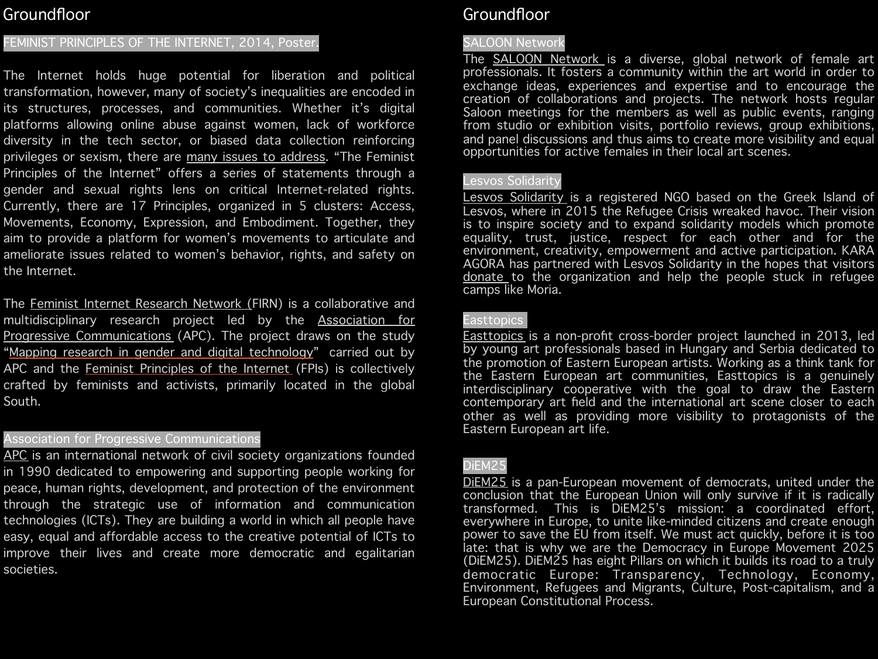## Groundfloor

### FEMINIST PRINCIPLES OF THE INTERNET, 2014, Poster.

The Internet holds huge potential for liberation and political transformation, however, many of society's inequalities are encoded in its structures, processes, and communities. Whether it's digital platforms allowing online abuse against women, lack of workforce diversity in the tech sector, or biased data collection reinforcing privileges or sexism, there are many issues to address. "The Feminist Principles of the Internet" offers a series of statements through a gender and sexual rights lens on critical Internet-related rights. Currently, there are 17 Principles, organized in 5 clusters: Access, Movements, Economy, Expression, and Embodiment. Together, they aim to provide a platform for women's movements to articulate and ameliorate issues related to women's behavior, rights, and safety on the Internet.

The Feminist Internet Research Network (FIRN) is a collaborative and multidisciplinary research project led by the Association for Progressive Communications (APC). The project draws on the study "Mapping research in gender and digital technology" carried out by APC and the Feminist Principles of the Internet (FPIs) is collectively crafted by feminists and activists, primarily located in the global South.

### Association for Progressive Communications

APC is an international network of civil society organizations founded in 1990 dedicated to empowering and supporting people working for peace, human rights, development, and protection of the environment through the strategic use of information and communication technologies (ICTs). They are building a world in which all people have easy, equal and affordable access to the creative potential of ICTs to improve their lives and create more democratic and egalitarian societies.

## Groundfloor

### SALOON Network

The SALOON Network is a diverse, global network of female art professionals. It fosters a community within the art world in order to exchange ideas, experiences and expertise and to encourage the creation of collaborations and projects. The network hosts regular Saloon meetings for the members as well as public events, ranging from studio or exhibition visits, portfolio reviews, group exhibitions, and panel discussions and thus aims to create more visibility and equal opportunities for active females in their local art scenes.

### Lesvos Solidarity

Lesvos Solidarity is a registered NGO based on the Greek Island of Lesvos, where in 2015 the Refugee Crisis wreaked havoc. Their vision is to inspire society and to expand solidarity models which promote equality, trust, justice, respect for each other and for the environment, creativity, empowerment and active participation. KARA AGORA has partnered with Lesvos Solidarity in the hopes that visitors donate to the organization and help the people stuck in refugee camps like Moria.

### Easttopics

Easttopics is a non-profit cross-border project launched in 2013, led by young art professionals based in Hungary and Serbia dedicated to the promotion of Eastern European artists. Working as a think tank for the Eastern European art communities, Easttopics is a genuinely interdisciplinary cooperative with the goal to draw the Eastern contemporary art field and the international art scene closer to each other as well as providing more visibility to protagonists of the Eastern European art life.

### DiEM25

DiEM25 is a pan-European movement of democrats, united under the conclusion that the European Union will only survive if it is radically transformed. This is DiEM25's mission: a coordinated effort, everywhere in Europe, to unite like-minded citizens and create enough power to save the EU from itself. We must act quickly, before it is too late: that is why we are the Democracy in Europe Movement 2025 (DiEM25). DiEM25 has eight Pillars on which it builds its road to a truly democratic Europe: Transparency, Technology, Economy, Environment, Refugees and Migrants, Culture, Post-capitalism, and a European Constitutional Process.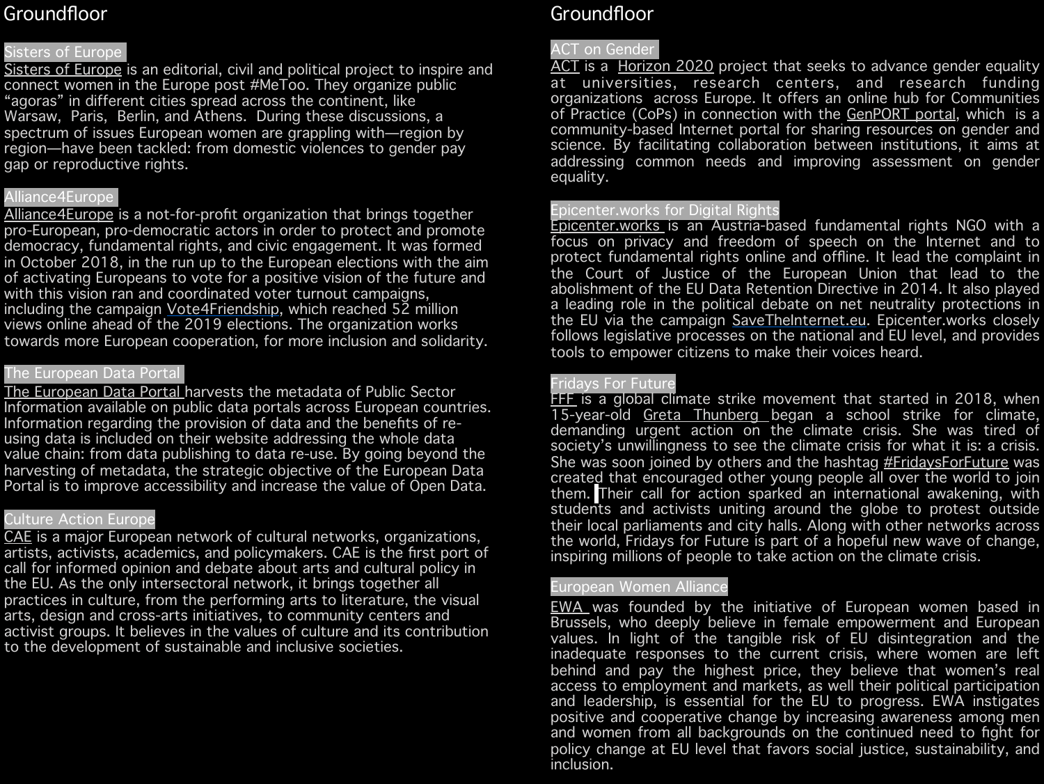# Groundfloor

## Sisters of Europe

Sisters of Europe is an editorial, civil and political project to inspire and connect women in the Europe post #MeToo. They organize public "agoras" in different cities spread across the continent, like Warsaw, Paris, Berlin, and Athens. During these discussions, a spectrum of issues European women are grappling with—region by region—have been tackled: from domestic violences to gender pay gap or reproductive rights.

## Alliance4Europe

Alliance4Europe is a not-for-profit organization that brings together pro-European, pro-democratic actors in order to protect and promote democracy, fundamental rights, and civic engagement. It was formed in October 2018, in the run up to the European elections with the aim of activating Europeans to vote for a positive vision of the future and with this vision ran and coordinated voter turnout campaigns, including the campaign Vote4Friendship, which reached 52 million views online ahead of the 2019 elections. The organization works towards more European cooperation, for more inclusion and solidarity.

## The European Data Portal

The European Data Portal harvests the metadata of Public Sector Information available on public data portals across European countries. Information regarding the provision of data and the benefits of re-using data is included on their website addressing the whole data value chain: from data publishing to data re-use. By going beyond the harvesting of metadata, the strategic objective of the European Data Portal is to improve accessibility and increase the value of Open Data.

## Culture Action Europe

CAE is a major European network of cultural networks, organizations, artists, activists, academics, and policymakers. CAE is the first port of call for informed opinion and debate about arts and cultural policy in the EU. As the only intersectoral network, it brings together all practices in culture, from the performing arts to literature, the visual arts, design and cross-arts initiatives, to community centers and activist groups. It believes in the values of culture and its contribution to the development of sustainable and inclusive societies.

# Groundfloor

## ACT on Gender

ACT is a Horizon 2020 project that seeks to advance gender equality at universities, research centers, and research funding organizations across Europe. It offers an online hub for Communities of Practice (CoPs) in connection with the GenPORT portal, which is a community-based Internet portal for sharing resources on gender and science. By facilitating collaboration between institutions, it aims at addressing common needs and improving assessment on gender equality.

## Epicenter.works for Digital Rights

Epicenter.works is an Austria-based fundamental rights NGO with a focus on privacy and freedom of speech on the Internet and to protect fundamental rights online and offline. It lead the complaint in the Court of Justice of the European Union that lead to the abolishment of the EU Data Retention Directive in 2014. It also played a leading role in the political debate on net neutrality protections in the EU via the campaign SaveTheInternet.eu. Epicenter.works closely follows legislative processes on the national and EU level, and provides tools to empower citizens to make their voices heard.

## Fridays For Future

FFF is a global climate strike movement that started in 2018, when 15-year-old Greta Thunberg began a school strike for climate, demanding urgent action on the climate crisis. She was tired of society's unwillingness to see the climate crisis for what it is: a crisis. She was soon joined by others and the hashtag #FridaysForFuture was created that encouraged other young people all over the world to join them. Their call for action sparked an international awakening, with students and activists uniting around the globe to protest outside their local parliaments and city halls. Along with other networks across the world, Fridays for Future is part of a hopeful new wave of change, inspiring millions of people to take action on the climate crisis.

## European Women Alliance

EWA was founded by the initiative of European women based in Brussels, who deeply believe in female empowerment and European values. In light of the tangible risk of EU disintegration and the inadequate responses to the current crisis, where women are left behind and pay the highest price, they believe that women's real access to employment and markets, as well their political participation and leadership, is essential for the EU to progress. EWA instigates positive and cooperative change by increasing awareness among men and women from all backgrounds on the continued need to fight for policy change at EU level that favors social justice, sustainability, and inclusion.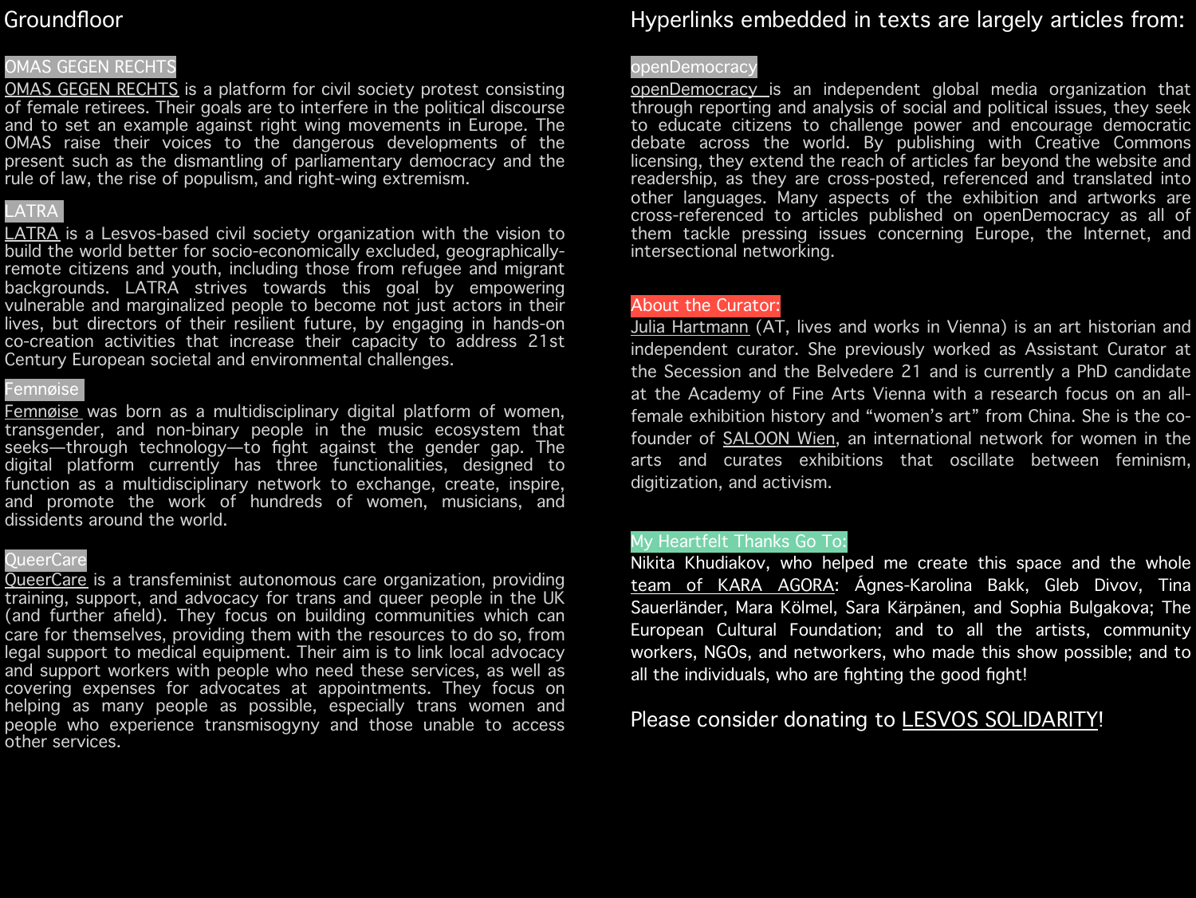# Groundfloor

## OMAS GEGEN RECHTS

OMAS GEGEN RECHTS is a platform for civil society protest consisting of female retirees. Their goals are to interfere in the political discourse and to set an example against right wing movements in Europe. The OMAS raise their voices to the dangerous developments of the present such as the dismantling of parliamentary democracy and the rule of law, the rise of populism, and right-wing extremism.

## LATRA

LATRA is a Lesvos-based civil society organization with the vision to build the world better for socio-economically excluded, geographically-remote citizens and youth, including those from refugee and migrant backgrounds. LATRA strives towards this goal by empowering vulnerable and marginalized people to become not just actors in their lives, but directors of their resilient future, by engaging in hands-on co-creation activities that increase their capacity to address 21st Century European societal and environmental challenges.

## Femnøise

Femnøise was born as a multidisciplinary digital platform of women, transgender, and non-binary people in the music ecosystem that seeks—through technology—to fight against the gender gap. The digital platform currently has three functionalities, designed to function as a multidisciplinary network to exchange, create, inspire, and promote the work of hundreds of women, musicians, and dissidents around the world.

## QueerCare

QueerCare is a transfeminist autonomous care organization, providing training, support, and advocacy for trans and queer people in the UK (and further afield). They focus on building communities which can care for themselves, providing them with the resources to do so, from legal support to medical equipment. Their aim is to link local advocacy and support workers with people who need these services, as well as covering expenses for advocates at appointments. They focus on helping as many people as possible, especially trans women and people who experience transmisogyny and those unable to access other services.

# Hyperlinks embedded in texts are largely articles from:

## openDemocracy

openDemocracy is an independent global media organization that through reporting and analysis of social and political issues, they seek to educate citizens to challenge power and encourage democratic debate across the world. By publishing with Creative Commons licensing, they extend the reach of articles far beyond the website and readership, as they are cross-posted, referenced and translated into other languages. Many aspects of the exhibition and artworks are cross-referenced to articles published on openDemocracy as all of them tackle pressing issues concerning Europe, the Internet, and intersectional networking.

## About the Curator:

Julia Hartmann (AT, lives and works in Vienna) is an art historian and independent curator. She previously worked as Assistant Curator at the Secession and the Belvedere 21 and is currently a PhD candidate at the Academy of Fine Arts Vienna with a research focus on an all-female exhibition history and “women’s art” from China. She is the co-founder of SALOON Wien, an international network for women in the arts and curates exhibitions that oscillate between feminism, digitization, and activism.

## My Heartfelt Thanks Go To:

Nikita Khudiakov, who helped me create this space and the whole team of KARA AGORA: Ágnes-Karolina Bakk, Gleb Divov, Tina Sauerländer, Mara Kölmel, Sara Kärpänen, and Sophia Bulgakova; The European Cultural Foundation; and to all the artists, community workers, NGOs, and networkers, who made this show possible; and to all the individuals, who are fighting the good fight!

Please consider donating to LESVOS SOLIDARITY!